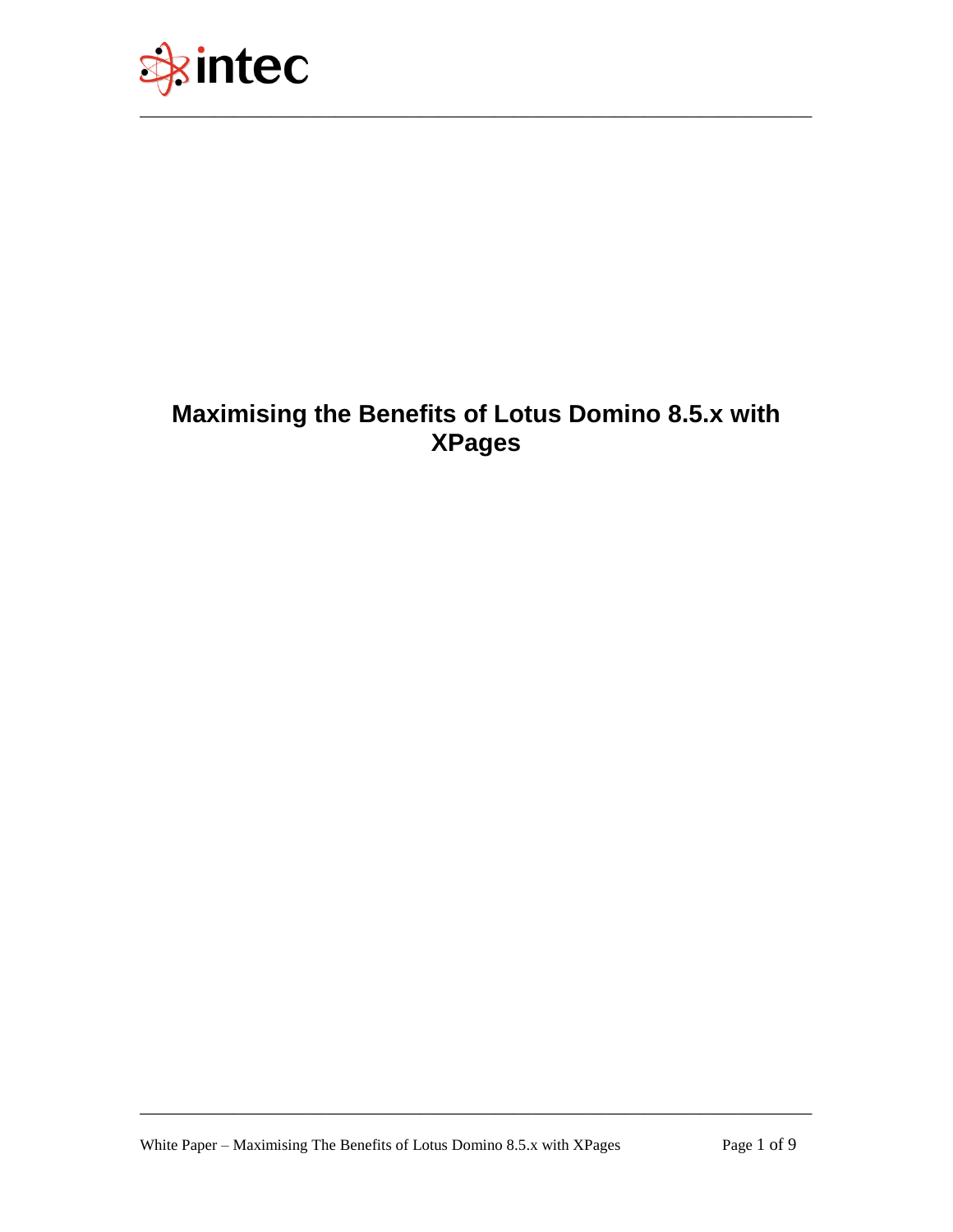intec

# Maximising the Benefits of Lotus Domino 8.5.x with XPages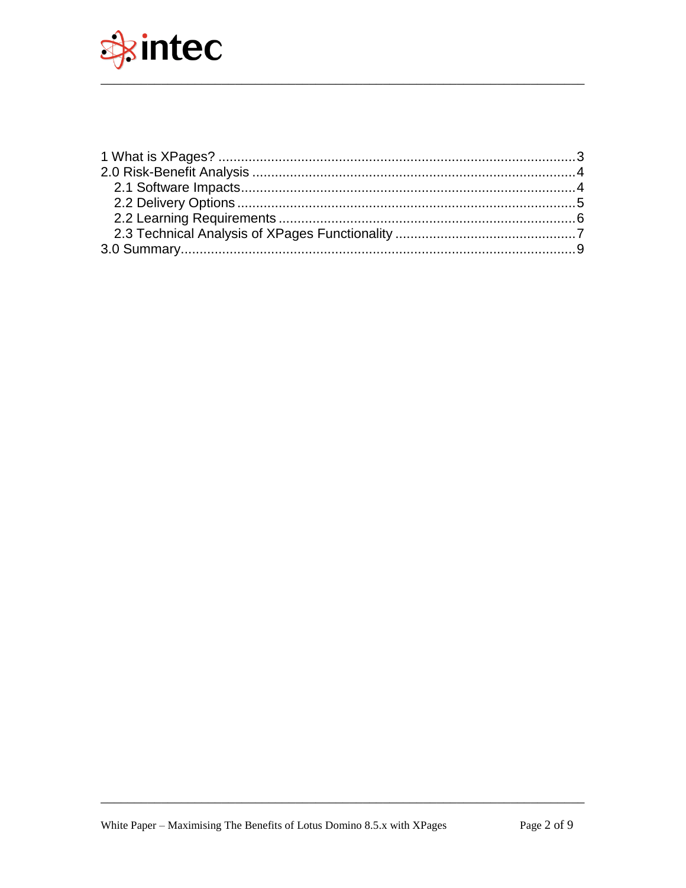1 What is XPages? ............................................................................................3
2.0 Risk-Benefit Analysis ....................................................................................4
  2.1 Software Impacts........................................................................................4
  2.2 Delivery Options .........................................................................................5
  2.2 Learning Requirements ..............................................................................6
  2.3 Technical Analysis of XPages Functionality ................................................7
3.0 Summary.......................................................................................................9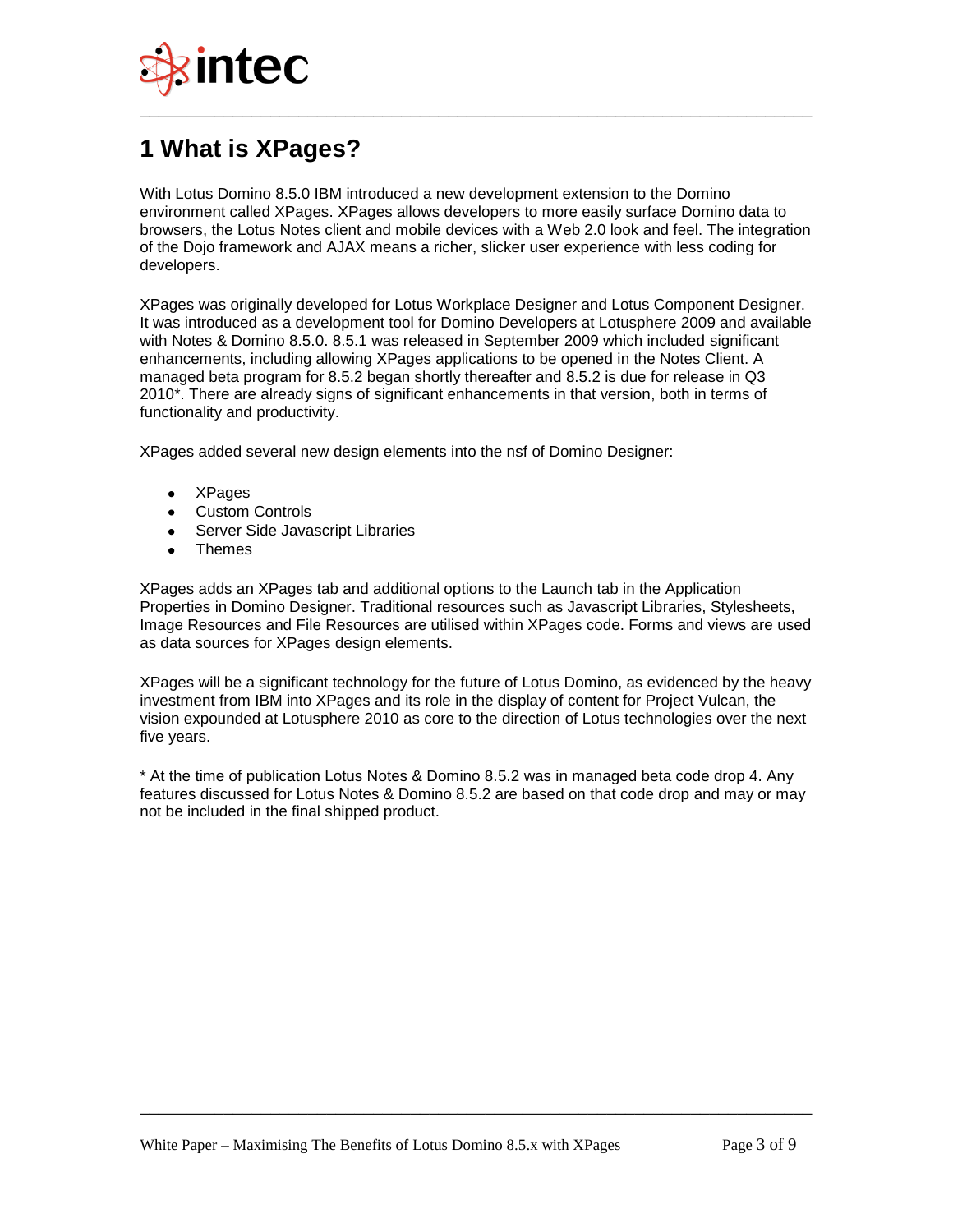# 1 What is XPages?

With Lotus Domino 8.5.0 IBM introduced a new development extension to the Domino environment called XPages. XPages allows developers to more easily surface Domino data to browsers, the Lotus Notes client and mobile devices with a Web 2.0 look and feel. The integration of the Dojo framework and AJAX means a richer, slicker user experience with less coding for developers.

XPages was originally developed for Lotus Workplace Designer and Lotus Component Designer. It was introduced as a development tool for Domino Developers at Lotusphere 2009 and available with Notes & Domino 8.5.0. 8.5.1 was released in September 2009 which included significant enhancements, including allowing XPages applications to be opened in the Notes Client. A managed beta program for 8.5.2 began shortly thereafter and 8.5.2 is due for release in Q3 2010*. There are already signs of significant enhancements in that version, both in terms of functionality and productivity.

XPages added several new design elements into the nsf of Domino Designer:

- XPages
- Custom Controls
- Server Side Javascript Libraries
- Themes

XPages adds an XPages tab and additional options to the Launch tab in the Application Properties in Domino Designer. Traditional resources such as Javascript Libraries, Stylesheets, Image Resources and File Resources are utilised within XPages code. Forms and views are used as data sources for XPages design elements.

XPages will be a significant technology for the future of Lotus Domino, as evidenced by the heavy investment from IBM into XPages and its role in the display of content for Project Vulcan, the vision expounded at Lotusphere 2010 as core to the direction of Lotus technologies over the next five years.

* At the time of publication Lotus Notes & Domino 8.5.2 was in managed beta code drop 4. Any features discussed for Lotus Notes & Domino 8.5.2 are based on that code drop and may or may not be included in the final shipped product.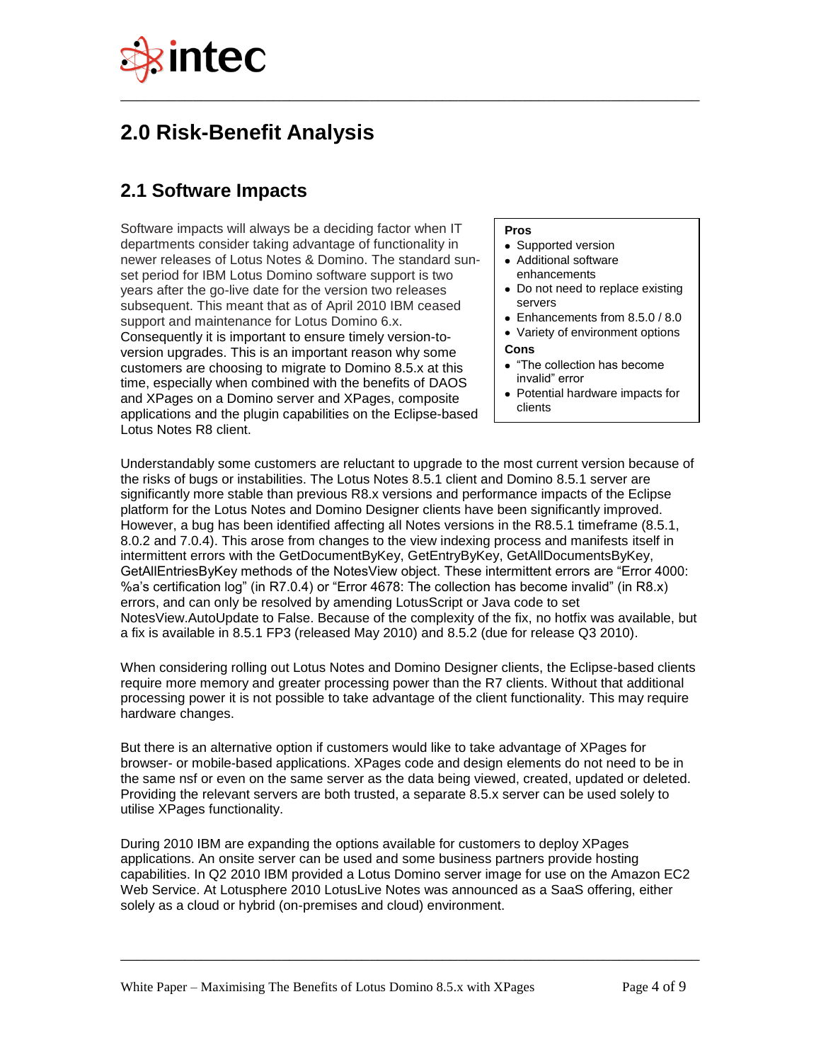# 2.0 Risk-Benefit Analysis

## 2.1 Software Impacts

Software impacts will always be a deciding factor when IT departments consider taking advantage of functionality in newer releases of Lotus Notes & Domino. The standard sun-set period for IBM Lotus Domino software support is two years after the go-live date for the version two releases subsequent. This meant that as of April 2010 IBM ceased support and maintenance for Lotus Domino 6.x. Consequently it is important to ensure timely version-to-version upgrades. This is an important reason why some customers are choosing to migrate to Domino 8.5.x at this time, especially when combined with the benefits of DAOS and XPages on a Domino server and XPages, composite applications and the plugin capabilities on the Eclipse-based Lotus Notes R8 client.

**Pros**

- Supported version
- Additional software enhancements
- Do not need to replace existing servers
- Enhancements from 8.5.0 / 8.0
- Variety of environment options

**Cons**

- "The collection has become invalid" error
- Potential hardware impacts for clients

Understandably some customers are reluctant to upgrade to the most current version because of the risks of bugs or instabilities. The Lotus Notes 8.5.1 client and Domino 8.5.1 server are significantly more stable than previous R8.x versions and performance impacts of the Eclipse platform for the Lotus Notes and Domino Designer clients have been significantly improved. However, a bug has been identified affecting all Notes versions in the R8.5.1 timeframe (8.5.1, 8.0.2 and 7.0.4). This arose from changes to the view indexing process and manifests itself in intermittent errors with the GetDocumentByKey, GetEntryByKey, GetAllDocumentsByKey, GetAllEntriesByKey methods of the NotesView object. These intermittent errors are "Error 4000: %a's certification log" (in R7.0.4) or "Error 4678: The collection has become invalid" (in R8.x) errors, and can only be resolved by amending LotusScript or Java code to set NotesView.AutoUpdate to False. Because of the complexity of the fix, no hotfix was available, but a fix is available in 8.5.1 FP3 (released May 2010) and 8.5.2 (due for release Q3 2010).

When considering rolling out Lotus Notes and Domino Designer clients, the Eclipse-based clients require more memory and greater processing power than the R7 clients. Without that additional processing power it is not possible to take advantage of the client functionality. This may require hardware changes.

But there is an alternative option if customers would like to take advantage of XPages for browser- or mobile-based applications. XPages code and design elements do not need to be in the same nsf or even on the same server as the data being viewed, created, updated or deleted. Providing the relevant servers are both trusted, a separate 8.5.x server can be used solely to utilise XPages functionality.

During 2010 IBM are expanding the options available for customers to deploy XPages applications. An onsite server can be used and some business partners provide hosting capabilities. In Q2 2010 IBM provided a Lotus Domino server image for use on the Amazon EC2 Web Service. At Lotusphere 2010 LotusLive Notes was announced as a SaaS offering, either solely as a cloud or hybrid (on-premises and cloud) environment.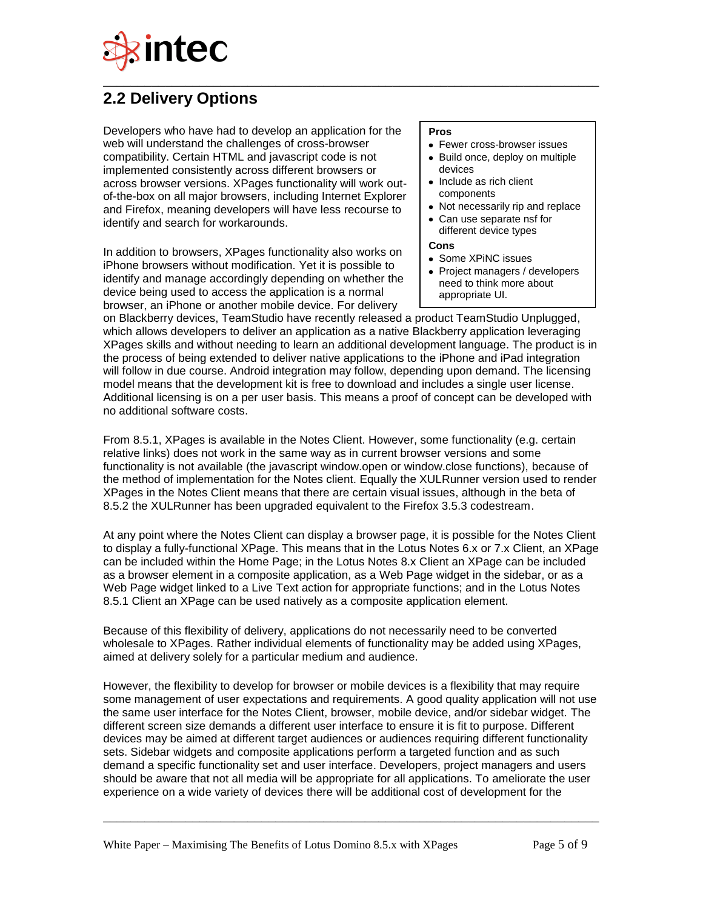## 2.2 Delivery Options

Developers who have had to develop an application for the web will understand the challenges of cross-browser compatibility. Certain HTML and javascript code is not implemented consistently across different browsers or across browser versions. XPages functionality will work out-of-the-box on all major browsers, including Internet Explorer and Firefox, meaning developers will have less recourse to identify and search for workarounds.

**Pros**

- Fewer cross-browser issues
- Build once, deploy on multiple devices
- Include as rich client components
- Not necessarily rip and replace
- Can use separate nsf for different device types

**Cons**

- Some XPiNC issues
- Project managers / developers need to think more about appropriate UI.

In addition to browsers, XPages functionality also works on iPhone browsers without modification. Yet it is possible to identify and manage accordingly depending on whether the device being used to access the application is a normal browser, an iPhone or another mobile device. For delivery on Blackberry devices, TeamStudio have recently released a product TeamStudio Unplugged, which allows developers to deliver an application as a native Blackberry application leveraging XPages skills and without needing to learn an additional development language. The product is in the process of being extended to deliver native applications to the iPhone and iPad integration will follow in due course. Android integration may follow, depending upon demand. The licensing model means that the development kit is free to download and includes a single user license. Additional licensing is on a per user basis. This means a proof of concept can be developed with no additional software costs.

From 8.5.1, XPages is available in the Notes Client. However, some functionality (e.g. certain relative links) does not work in the same way as in current browser versions and some functionality is not available (the javascript window.open or window.close functions), because of the method of implementation for the Notes client. Equally the XULRunner version used to render XPages in the Notes Client means that there are certain visual issues, although in the beta of 8.5.2 the XULRunner has been upgraded equivalent to the Firefox 3.5.3 codestream.

At any point where the Notes Client can display a browser page, it is possible for the Notes Client to display a fully-functional XPage. This means that in the Lotus Notes 6.x or 7.x Client, an XPage can be included within the Home Page; in the Lotus Notes 8.x Client an XPage can be included as a browser element in a composite application, as a Web Page widget in the sidebar, or as a Web Page widget linked to a Live Text action for appropriate functions; and in the Lotus Notes 8.5.1 Client an XPage can be used natively as a composite application element.

Because of this flexibility of delivery, applications do not necessarily need to be converted wholesale to XPages. Rather individual elements of functionality may be added using XPages, aimed at delivery solely for a particular medium and audience.

However, the flexibility to develop for browser or mobile devices is a flexibility that may require some management of user expectations and requirements. A good quality application will not use the same user interface for the Notes Client, browser, mobile device, and/or sidebar widget. The different screen size demands a different user interface to ensure it is fit to purpose. Different devices may be aimed at different target audiences or audiences requiring different functionality sets. Sidebar widgets and composite applications perform a targeted function and as such demand a specific functionality set and user interface. Developers, project managers and users should be aware that not all media will be appropriate for all applications. To ameliorate the user experience on a wide variety of devices there will be additional cost of development for the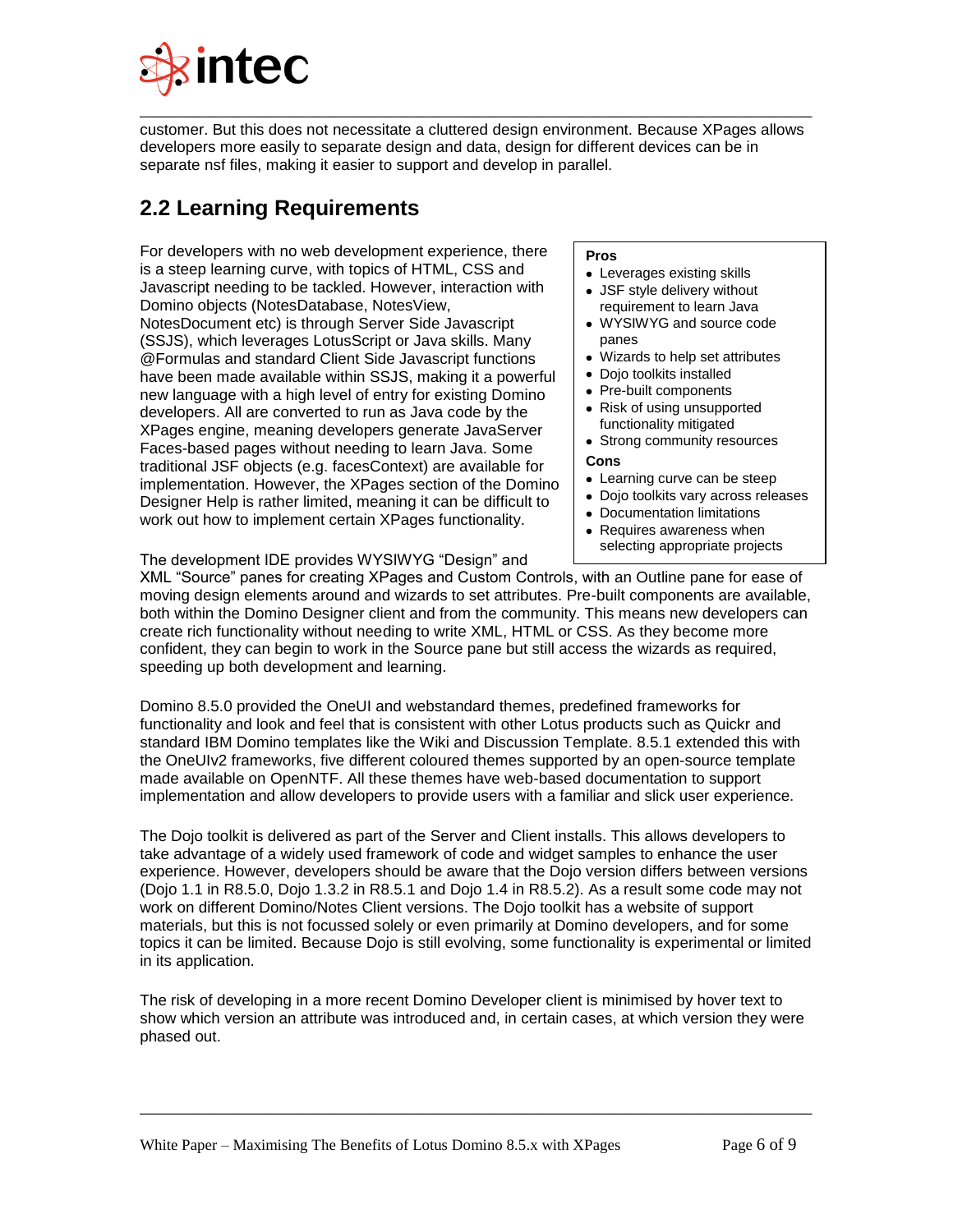customer. But this does not necessitate a cluttered design environment. Because XPages allows developers more easily to separate design and data, design for different devices can be in separate nsf files, making it easier to support and develop in parallel.

## 2.2 Learning Requirements

For developers with no web development experience, there is a steep learning curve, with topics of HTML, CSS and Javascript needing to be tackled. However, interaction with Domino objects (NotesDatabase, NotesView, NotesDocument etc) is through Server Side Javascript (SSJS), which leverages LotusScript or Java skills. Many @Formulas and standard Client Side Javascript functions have been made available within SSJS, making it a powerful new language with a high level of entry for existing Domino developers. All are converted to run as Java code by the XPages engine, meaning developers generate JavaServer Faces-based pages without needing to learn Java. Some traditional JSF objects (e.g. facesContext) are available for implementation. However, the XPages section of the Domino Designer Help is rather limited, meaning it can be difficult to work out how to implement certain XPages functionality.

**Pros**

- Leverages existing skills
- JSF style delivery without requirement to learn Java
- WYSIWYG and source code panes
- Wizards to help set attributes
- Dojo toolkits installed
- Pre-built components
- Risk of using unsupported functionality mitigated
- Strong community resources

**Cons**

- Learning curve can be steep
- Dojo toolkits vary across releases
- Documentation limitations
- Requires awareness when selecting appropriate projects

The development IDE provides WYSIWYG “Design” and XML “Source” panes for creating XPages and Custom Controls, with an Outline pane for ease of moving design elements around and wizards to set attributes. Pre-built components are available, both within the Domino Designer client and from the community. This means new developers can create rich functionality without needing to write XML, HTML or CSS. As they become more confident, they can begin to work in the Source pane but still access the wizards as required, speeding up both development and learning.

Domino 8.5.0 provided the OneUI and webstandard themes, predefined frameworks for functionality and look and feel that is consistent with other Lotus products such as Quickr and standard IBM Domino templates like the Wiki and Discussion Template. 8.5.1 extended this with the OneUIv2 frameworks, five different coloured themes supported by an open-source template made available on OpenNTF. All these themes have web-based documentation to support implementation and allow developers to provide users with a familiar and slick user experience.

The Dojo toolkit is delivered as part of the Server and Client installs. This allows developers to take advantage of a widely used framework of code and widget samples to enhance the user experience. However, developers should be aware that the Dojo version differs between versions (Dojo 1.1 in R8.5.0, Dojo 1.3.2 in R8.5.1 and Dojo 1.4 in R8.5.2). As a result some code may not work on different Domino/Notes Client versions. The Dojo toolkit has a website of support materials, but this is not focussed solely or even primarily at Domino developers, and for some topics it can be limited. Because Dojo is still evolving, some functionality is experimental or limited in its application.

The risk of developing in a more recent Domino Developer client is minimised by hover text to show which version an attribute was introduced and, in certain cases, at which version they were phased out.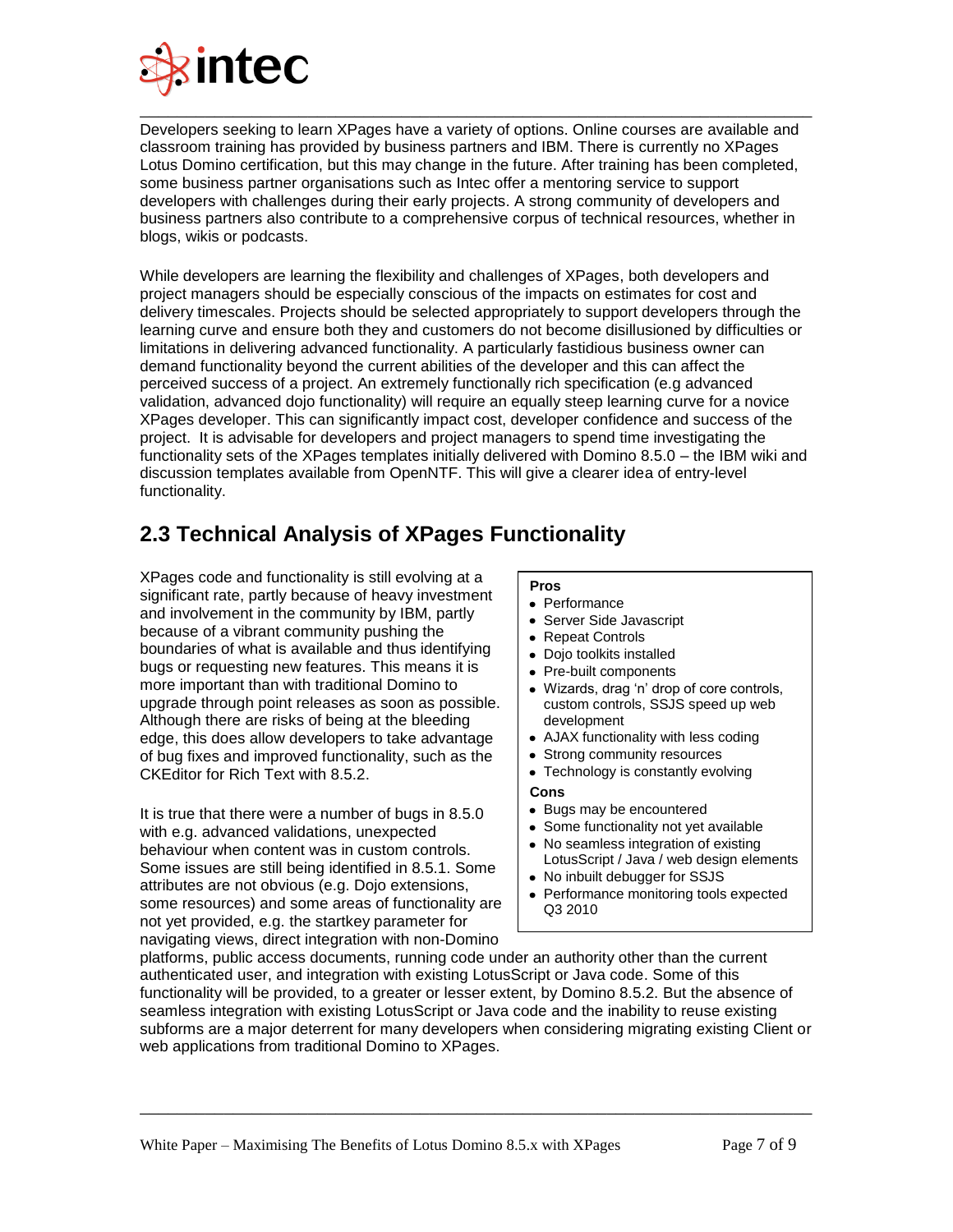Developers seeking to learn XPages have a variety of options. Online courses are available and classroom training has provided by business partners and IBM. There is currently no XPages Lotus Domino certification, but this may change in the future. After training has been completed, some business partner organisations such as Intec offer a mentoring service to support developers with challenges during their early projects. A strong community of developers and business partners also contribute to a comprehensive corpus of technical resources, whether in blogs, wikis or podcasts.

While developers are learning the flexibility and challenges of XPages, both developers and project managers should be especially conscious of the impacts on estimates for cost and delivery timescales. Projects should be selected appropriately to support developers through the learning curve and ensure both they and customers do not become disillusioned by difficulties or limitations in delivering advanced functionality. A particularly fastidious business owner can demand functionality beyond the current abilities of the developer and this can affect the perceived success of a project. An extremely functionally rich specification (e.g advanced validation, advanced dojo functionality) will require an equally steep learning curve for a novice XPages developer. This can significantly impact cost, developer confidence and success of the project. It is advisable for developers and project managers to spend time investigating the functionality sets of the XPages templates initially delivered with Domino 8.5.0 – the IBM wiki and discussion templates available from OpenNTF. This will give a clearer idea of entry-level functionality.

## 2.3 Technical Analysis of XPages Functionality

XPages code and functionality is still evolving at a significant rate, partly because of heavy investment and involvement in the community by IBM, partly because of a vibrant community pushing the boundaries of what is available and thus identifying bugs or requesting new features. This means it is more important than with traditional Domino to upgrade through point releases as soon as possible. Although there are risks of being at the bleeding edge, this does allow developers to take advantage of bug fixes and improved functionality, such as the CKEditor for Rich Text with 8.5.2.

**Pros**

- Performance
- Server Side Javascript
- Repeat Controls
- Dojo toolkits installed
- Pre-built components
- Wizards, drag 'n' drop of core controls, custom controls, SSJS speed up web development
- AJAX functionality with less coding
- Strong community resources
- Technology is constantly evolving

**Cons**

- Bugs may be encountered
- Some functionality not yet available
- No seamless integration of existing LotusScript / Java / web design elements
- No inbuilt debugger for SSJS
- Performance monitoring tools expected Q3 2010

It is true that there were a number of bugs in 8.5.0 with e.g. advanced validations, unexpected behaviour when content was in custom controls. Some issues are still being identified in 8.5.1. Some attributes are not obvious (e.g. Dojo extensions, some resources) and some areas of functionality are not yet provided, e.g. the startkey parameter for navigating views, direct integration with non-Domino platforms, public access documents, running code under an authority other than the current authenticated user, and integration with existing LotusScript or Java code. Some of this functionality will be provided, to a greater or lesser extent, by Domino 8.5.2. But the absence of seamless integration with existing LotusScript or Java code and the inability to reuse existing subforms are a major deterrent for many developers when considering migrating existing Client or web applications from traditional Domino to XPages.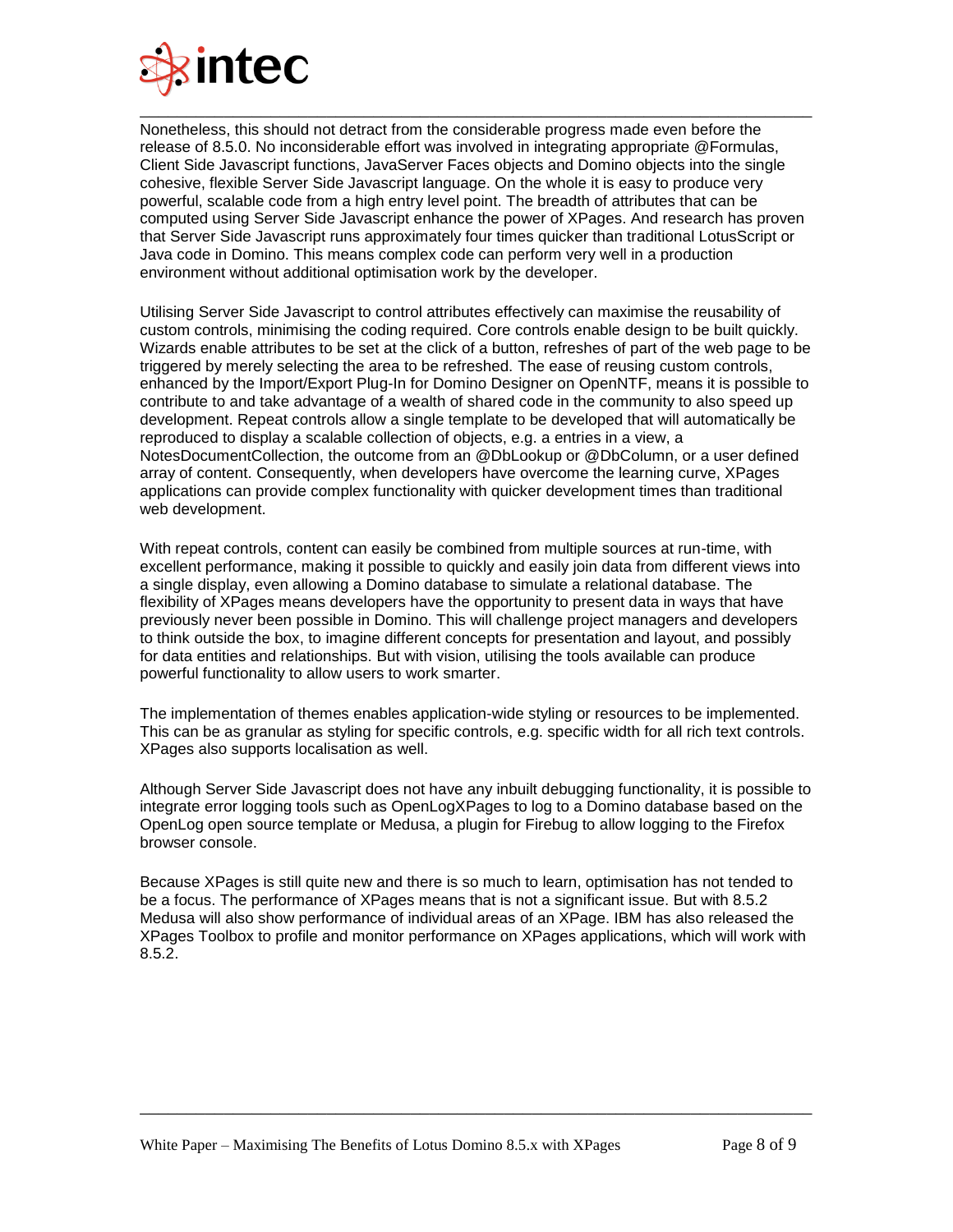Nonetheless, this should not detract from the considerable progress made even before the release of 8.5.0. No inconsiderable effort was involved in integrating appropriate @Formulas, Client Side Javascript functions, JavaServer Faces objects and Domino objects into the single cohesive, flexible Server Side Javascript language. On the whole it is easy to produce very powerful, scalable code from a high entry level point. The breadth of attributes that can be computed using Server Side Javascript enhance the power of XPages. And research has proven that Server Side Javascript runs approximately four times quicker than traditional LotusScript or Java code in Domino. This means complex code can perform very well in a production environment without additional optimisation work by the developer.

Utilising Server Side Javascript to control attributes effectively can maximise the reusability of custom controls, minimising the coding required. Core controls enable design to be built quickly. Wizards enable attributes to be set at the click of a button, refreshes of part of the web page to be triggered by merely selecting the area to be refreshed. The ease of reusing custom controls, enhanced by the Import/Export Plug-In for Domino Designer on OpenNTF, means it is possible to contribute to and take advantage of a wealth of shared code in the community to also speed up development. Repeat controls allow a single template to be developed that will automatically be reproduced to display a scalable collection of objects, e.g. a entries in a view, a NotesDocumentCollection, the outcome from an @DbLookup or @DbColumn, or a user defined array of content. Consequently, when developers have overcome the learning curve, XPages applications can provide complex functionality with quicker development times than traditional web development.

With repeat controls, content can easily be combined from multiple sources at run-time, with excellent performance, making it possible to quickly and easily join data from different views into a single display, even allowing a Domino database to simulate a relational database. The flexibility of XPages means developers have the opportunity to present data in ways that have previously never been possible in Domino. This will challenge project managers and developers to think outside the box, to imagine different concepts for presentation and layout, and possibly for data entities and relationships. But with vision, utilising the tools available can produce powerful functionality to allow users to work smarter.

The implementation of themes enables application-wide styling or resources to be implemented. This can be as granular as styling for specific controls, e.g. specific width for all rich text controls. XPages also supports localisation as well.

Although Server Side Javascript does not have any inbuilt debugging functionality, it is possible to integrate error logging tools such as OpenLogXPages to log to a Domino database based on the OpenLog open source template or Medusa, a plugin for Firebug to allow logging to the Firefox browser console.

Because XPages is still quite new and there is so much to learn, optimisation has not tended to be a focus. The performance of XPages means that is not a significant issue. But with 8.5.2 Medusa will also show performance of individual areas of an XPage. IBM has also released the XPages Toolbox to profile and monitor performance on XPages applications, which will work with 8.5.2.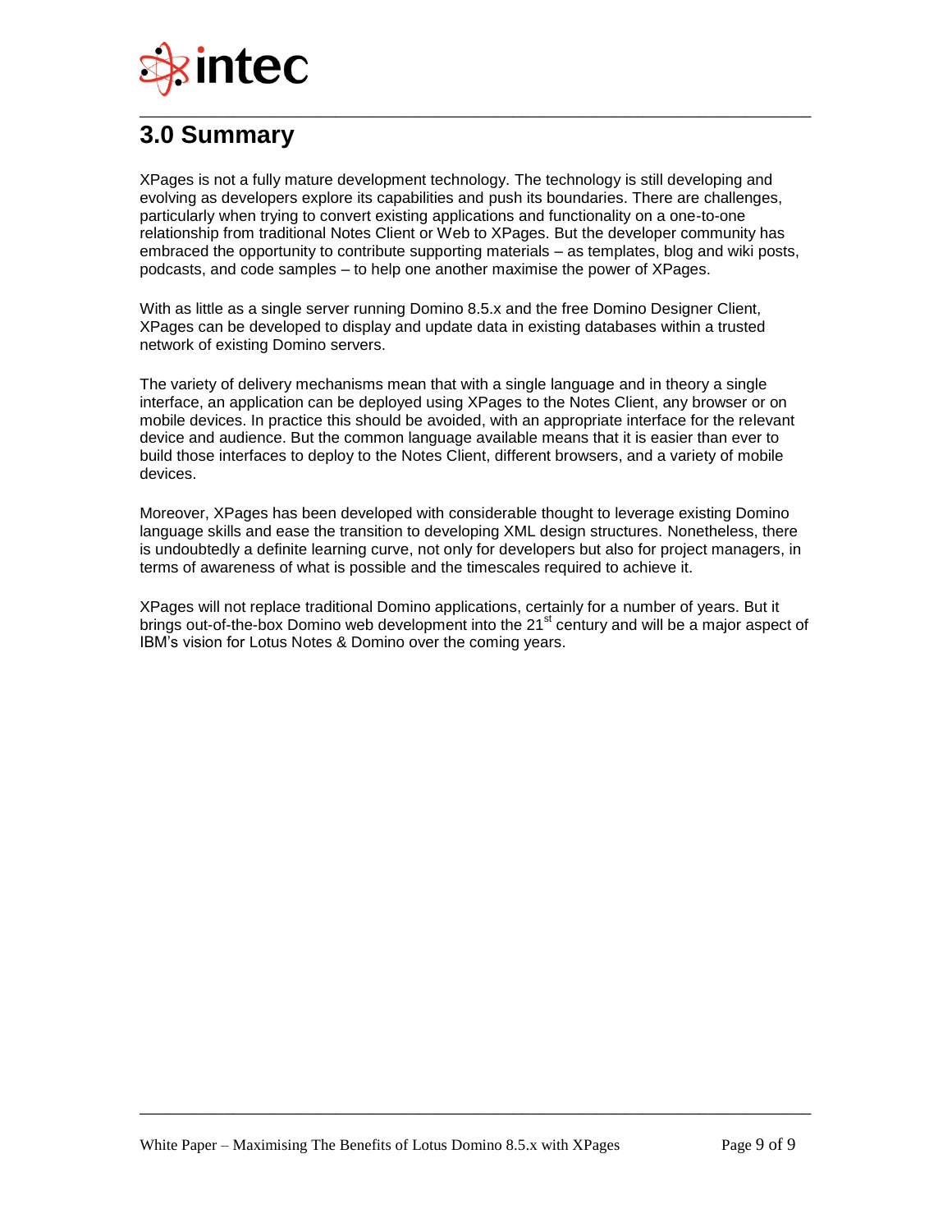## 3.0 Summary

XPages is not a fully mature development technology. The technology is still developing and evolving as developers explore its capabilities and push its boundaries. There are challenges, particularly when trying to convert existing applications and functionality on a one-to-one relationship from traditional Notes Client or Web to XPages. But the developer community has embraced the opportunity to contribute supporting materials – as templates, blog and wiki posts, podcasts, and code samples – to help one another maximise the power of XPages.

With as little as a single server running Domino 8.5.x and the free Domino Designer Client, XPages can be developed to display and update data in existing databases within a trusted network of existing Domino servers.

The variety of delivery mechanisms mean that with a single language and in theory a single interface, an application can be deployed using XPages to the Notes Client, any browser or on mobile devices. In practice this should be avoided, with an appropriate interface for the relevant device and audience. But the common language available means that it is easier than ever to build those interfaces to deploy to the Notes Client, different browsers, and a variety of mobile devices.

Moreover, XPages has been developed with considerable thought to leverage existing Domino language skills and ease the transition to developing XML design structures. Nonetheless, there is undoubtedly a definite learning curve, not only for developers but also for project managers, in terms of awareness of what is possible and the timescales required to achieve it.

XPages will not replace traditional Domino applications, certainly for a number of years. But it brings out-of-the-box Domino web development into the 21st century and will be a major aspect of IBM's vision for Lotus Notes & Domino over the coming years.